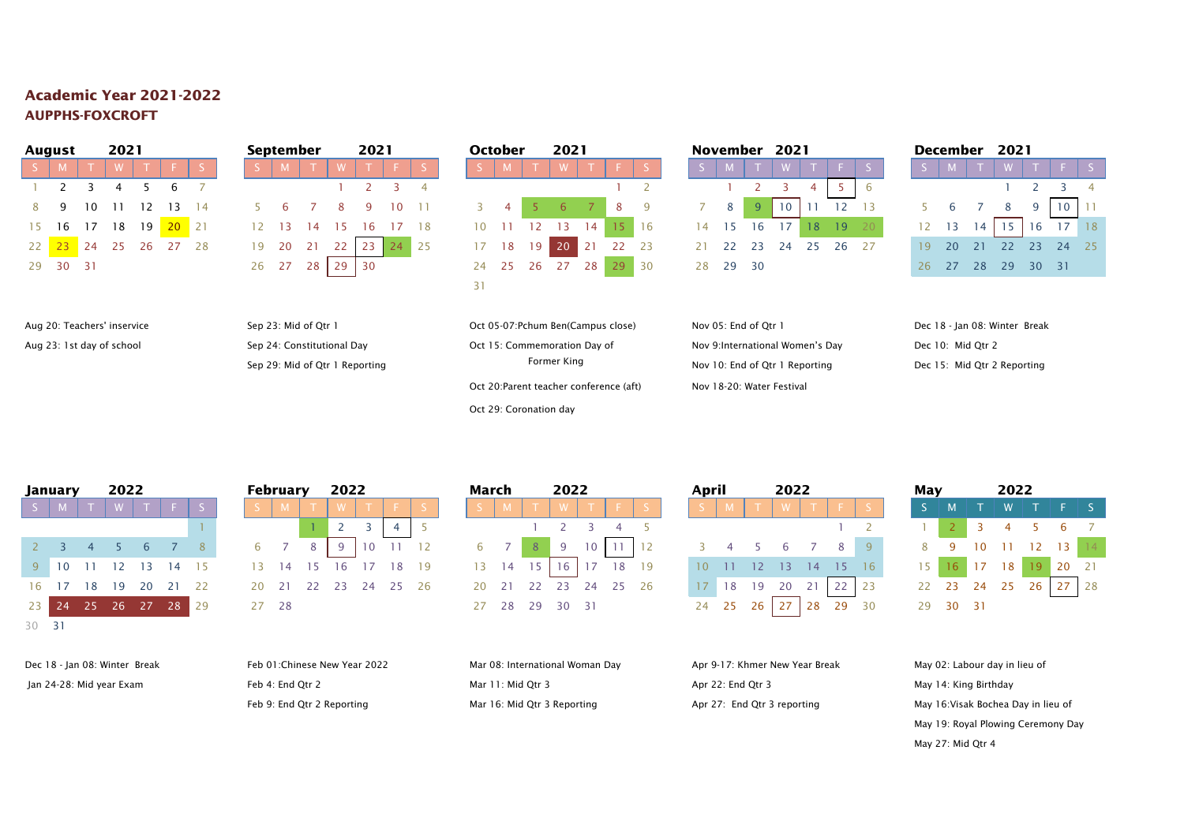# Academic Year 2021-2022

## AUPPHS-FOXCROFT

### August 2021

| S | M | T | W | T | F | S |
|---|---|---|---|---|---|---|
| 1 | 2 | 3 | 4 | 5 | 6 | 7 |
| 8 | 9 | 10 | 11 | 12 | 13 | 14 |
| 15 | 16 | 17 | 18 | 19 | 20 | 21 |
| 22 | 23 | 24 | 25 | 26 | 27 | 28 |
| 29 | 30 | 31 | | | | |

Aug 20: Teachers' inservice

Aug 23: 1st day of school

### September 2021

| S | M | T | W | T | F | S |
|---|---|---|---|---|---|---|
| | | | 1 | 2 | 3 | 4 |
| 5 | 6 | 7 | 8 | 9 | 10 | 11 |
| 12 | 13 | 14 | 15 | 16 | 17 | 18 |
| 19 | 20 | 21 | 22 | 23 | 24 | 25 |
| 26 | 27 | 28 | 29 | 30 | | |

Sep 23: Mid of Qtr 1

Sep 24: Constitutional Day

Sep 29: Mid of Qtr 1 Reporting

### October 2021

| S | M | T | W | T | F | S |
|---|---|---|---|---|---|---|
| | | | | | 1 | 2 |
| 3 | 4 | 5 | 6 | 7 | 8 | 9 |
| 10 | 11 | 12 | 13 | 14 | 15 | 16 |
| 17 | 18 | 19 | 20 | 21 | 22 | 23 |
| 24 | 25 | 26 | 27 | 28 | 29 | 30 |
| 31 | | | | | | |

Oct 05-07:Pchum Ben(Campus close)

Oct 15: Commemoration Day of Former King

Oct 20:Parent teacher conference (aft)

Oct 29: Coronation day

### November 2021

| S | M | T | W | T | F | S |
|---|---|---|---|---|---|---|
| | 1 | 2 | 3 | 4 | 5 | 6 |
| 7 | 8 | 9 | 10 | 11 | 12 | 13 |
| 14 | 15 | 16 | 17 | 18 | 19 | 20 |
| 21 | 22 | 23 | 24 | 25 | 26 | 27 |
| 28 | 29 | 30 | | | | |

Nov 05: End of Qtr 1

Nov 9:International Women's Day

Nov 10: End of Qtr 1 Reporting

Nov 18-20: Water Festival

### December 2021

| S | M | T | W | T | F | S |
|---|---|---|---|---|---|---|
| | | | 1 | 2 | 3 | 4 |
| 5 | 6 | 7 | 8 | 9 | 10 | 11 |
| 12 | 13 | 14 | 15 | 16 | 17 | 18 |
| 19 | 20 | 21 | 22 | 23 | 24 | 25 |
| 26 | 27 | 28 | 29 | 30 | 31 | |

Dec 18 - Jan 08: Winter Break

Dec 10: Mid Qtr 2

Dec 15: Mid Qtr 2 Reporting

### January 2022

| S | M | T | W | T | F | S |
|---|---|---|---|---|---|---|
| | | | | | | 1 |
| 2 | 3 | 4 | 5 | 6 | 7 | 8 |
| 9 | 10 | 11 | 12 | 13 | 14 | 15 |
| 16 | 17 | 18 | 19 | 20 | 21 | 22 |
| 23 | 24 | 25 | 26 | 27 | 28 | 29 |
| 30 | 31 | | | | | |

Dec 18 - Jan 08: Winter Break

Jan 24-28: Mid year Exam

### February 2022

| S | M | T | W | T | F | S |
|---|---|---|---|---|---|---|
| | | 1 | 2 | 3 | 4 | 5 |
| 6 | 7 | 8 | 9 | 10 | 11 | 12 |
| 13 | 14 | 15 | 16 | 17 | 18 | 19 |
| 20 | 21 | 22 | 23 | 24 | 25 | 26 |
| 27 | 28 | | | | | |

Feb 01:Chinese New Year 2022

Feb 4: End Qtr 2

Feb 9: End Qtr 2 Reporting

### March 2022

| S | M | T | W | T | F | S |
|---|---|---|---|---|---|---|
| | | 1 | 2 | 3 | 4 | 5 |
| 6 | 7 | 8 | 9 | 10 | 11 | 12 |
| 13 | 14 | 15 | 16 | 17 | 18 | 19 |
| 20 | 21 | 22 | 23 | 24 | 25 | 26 |
| 27 | 28 | 29 | 30 | 31 | | |

Mar 08: International Woman Day

Mar 11: Mid Qtr 3

Mar 16: Mid Qtr 3 Reporting

### April 2022

| S | M | T | W | T | F | S |
|---|---|---|---|---|---|---|
| | | | | | 1 | 2 |
| 3 | 4 | 5 | 6 | 7 | 8 | 9 |
| 10 | 11 | 12 | 13 | 14 | 15 | 16 |
| 17 | 18 | 19 | 20 | 21 | 22 | 23 |
| 24 | 25 | 26 | 27 | 28 | 29 | 30 |

Apr 9-17: Khmer New Year Break

Apr 22: End Qtr 3

Apr 27: End Qtr 3 reporting

### May 2022

| S | M | T | W | T | F | S |
|---|---|---|---|---|---|---|
| 1 | 2 | 3 | 4 | 5 | 6 | 7 |
| 8 | 9 | 10 | 11 | 12 | 13 | 14 |
| 15 | 16 | 17 | 18 | 19 | 20 | 21 |
| 22 | 23 | 24 | 25 | 26 | 27 | 28 |
| 29 | 30 | 31 | | | | |

May 02: Labour day in lieu of

May 14: King Birthday

May 16:Visak Bochea Day in lieu of

May 19: Royal Plowing Ceremony Day

May 27: Mid Qtr 4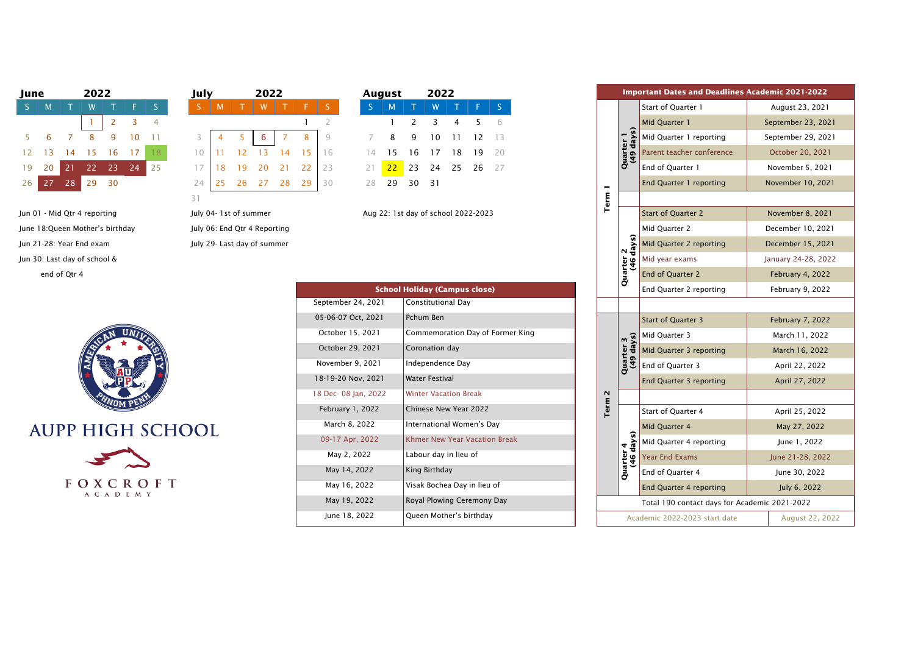**June 2022**

| S | M | T | W | T | F | S |
|---|---|---|---|---|---|---|
| | | | 1 | 2 | 3 | 4 |
| 5 | 6 | 7 | 8 | 9 | 10 | 11 |
| 12 | 13 | 14 | 15 | 16 | 17 | 18 |
| 19 | 20 | 21 | 22 | 23 | 24 | 25 |
| 26 | 27 | 28 | 29 | 30 | | |

Jun 01 - Mid Qtr 4 reporting

June 18:Queen Mother's birthday

Jun 21-28: Year End exam

Jun 30: Last day of school & end of Qtr 4

**July 2022**

| S | M | T | W | T | F | S |
|---|---|---|---|---|---|---|
| | | | | | 1 | 2 |
| 3 | 4 | 5 | 6 | 7 | 8 | 9 |
| 10 | 11 | 12 | 13 | 14 | 15 | 16 |
| 17 | 18 | 19 | 20 | 21 | 22 | 23 |
| 24 | 25 | 26 | 27 | 28 | 29 | 30 |
| 31 | | | | | | |

July 04- 1st of summer

July 06: End Qtr 4 Reporting

July 29- Last day of summer

**August 2022**

| S | M | T | W | T | F | S |
|---|---|---|---|---|---|---|
| | 1 | 2 | 3 | 4 | 5 | 6 |
| 7 | 8 | 9 | 10 | 11 | 12 | 13 |
| 14 | 15 | 16 | 17 | 18 | 19 | 20 |
| 21 | 22 | 23 | 24 | 25 | 26 | 27 |
| 28 | 29 | 30 | 31 | | | |

Aug 22: 1st day of school 2022-2023

AUPP HIGH SCHOOL

FOXCROFT ACADEMY

| School Holiday (Campus close) | |
|---|---|
| September 24, 2021 | Constitutional Day |
| 05-06-07 Oct, 2021 | Pchum Ben |
| October 15, 2021 | Commemoration Day of Former King |
| October 29, 2021 | Coronation day |
| November 9, 2021 | Independence Day |
| 18-19-20 Nov, 2021 | Water Festival |
| 18 Dec- 08 Jan, 2022 | Winter Vacation Break |
| February 1, 2022 | Chinese New Year 2022 |
| March 8, 2022 | International Women's Day |
| 09-17 Apr, 2022 | Khmer New Year Vacation Break |
| May 2, 2022 | Labour day in lieu of |
| May 14, 2022 | King Birthday |
| May 16, 2022 | Visak Bochea Day in lieu of |
| May 19, 2022 | Royal Plowing Ceremony Day |
| June 18, 2022 | Queen Mother's birthday |

| Important Dates and Deadlines Academic 2021-2022 | | | |
|---|---|---|---|
| Term 1 | Quarter 1 (49 days) | Start of Quarter 1 | August 23, 2021 |
| | | Mid Quarter 1 | September 23, 2021 |
| | | Mid Quarter 1 reporting | September 29, 2021 |
| | | Parent teacher conference | October 20, 2021 |
| | | End of Quarter 1 | November 5, 2021 |
| | | End Quarter 1 reporting | November 10, 2021 |
| | Quarter 2 (46 days) | Start of Quarter 2 | November 8, 2021 |
| | | Mid Quarter 2 | December 10, 2021 |
| | | Mid Quarter 2 reporting | December 15, 2021 |
| | | Mid year exams | January 24-28, 2022 |
| | | End of Quarter 2 | February 4, 2022 |
| | | End Quarter 2 reporting | February 9, 2022 |
| Term 2 | Quarter 3 (49 days) | Start of Quarter 3 | February 7, 2022 |
| | | Mid Quarter 3 | March 11, 2022 |
| | | Mid Quarter 3 reporting | March 16, 2022 |
| | | End of Quarter 3 | April 22, 2022 |
| | | End Quarter 3 reporting | April 27, 2022 |
| | Quarter 4 (46 days) | Start of Quarter 4 | April 25, 2022 |
| | | Mid Quarter 4 | May 27, 2022 |
| | | Mid Quarter 4 reporting | June 1, 2022 |
| | | Year End Exams | June 21-28, 2022 |
| | | End of Quarter 4 | June 30, 2022 |
| | | End Quarter 4 reporting | July 6, 2022 |
| Total 190 contact days for Academic 2021-2022 | | | |
| Academic 2022-2023 start date | | | August 22, 2022 |